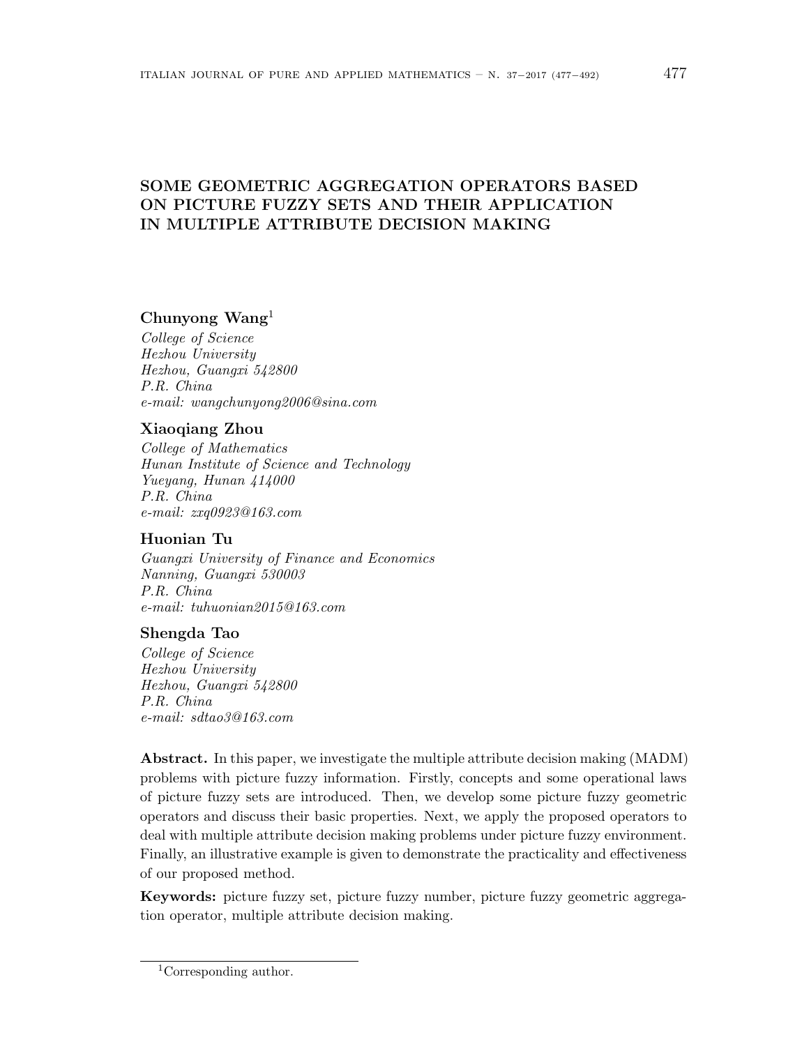# SOME GEOMETRIC AGGREGATION OPERATORS BASED ON PICTURE FUZZY SETS AND THEIR APPLICATION IN MULTIPLE ATTRIBUTE DECISION MAKING

**Chunyong Wang**[1]

*College of Science*
*Hezhou University*
*Hezhou, Guangxi 542800*
*P.R. China*
*e-mail: wangchunyong2006@sina.com*

**Xiaoqiang Zhou**

*College of Mathematics*
*Hunan Institute of Science and Technology*
*Yueyang, Hunan 414000*
*P.R. China*
*e-mail: zxq0923@163.com*

**Huonian Tu**

*Guangxi University of Finance and Economics*
*Nanning, Guangxi 530003*
*P.R. China*
*e-mail: tuhuonian2015@163.com*

**Shengda Tao**

*College of Science*
*Hezhou University*
*Hezhou, Guangxi 542800*
*P.R. China*
*e-mail: sdtao3@163.com*

**Abstract.** In this paper, we investigate the multiple attribute decision making (MADM) problems with picture fuzzy information. Firstly, concepts and some operational laws of picture fuzzy sets are introduced. Then, we develop some picture fuzzy geometric operators and discuss their basic properties. Next, we apply the proposed operators to deal with multiple attribute decision making problems under picture fuzzy environment. Finally, an illustrative example is given to demonstrate the practicality and effectiveness of our proposed method.

**Keywords:** picture fuzzy set, picture fuzzy number, picture fuzzy geometric aggregation operator, multiple attribute decision making.

---

[1] Corresponding author.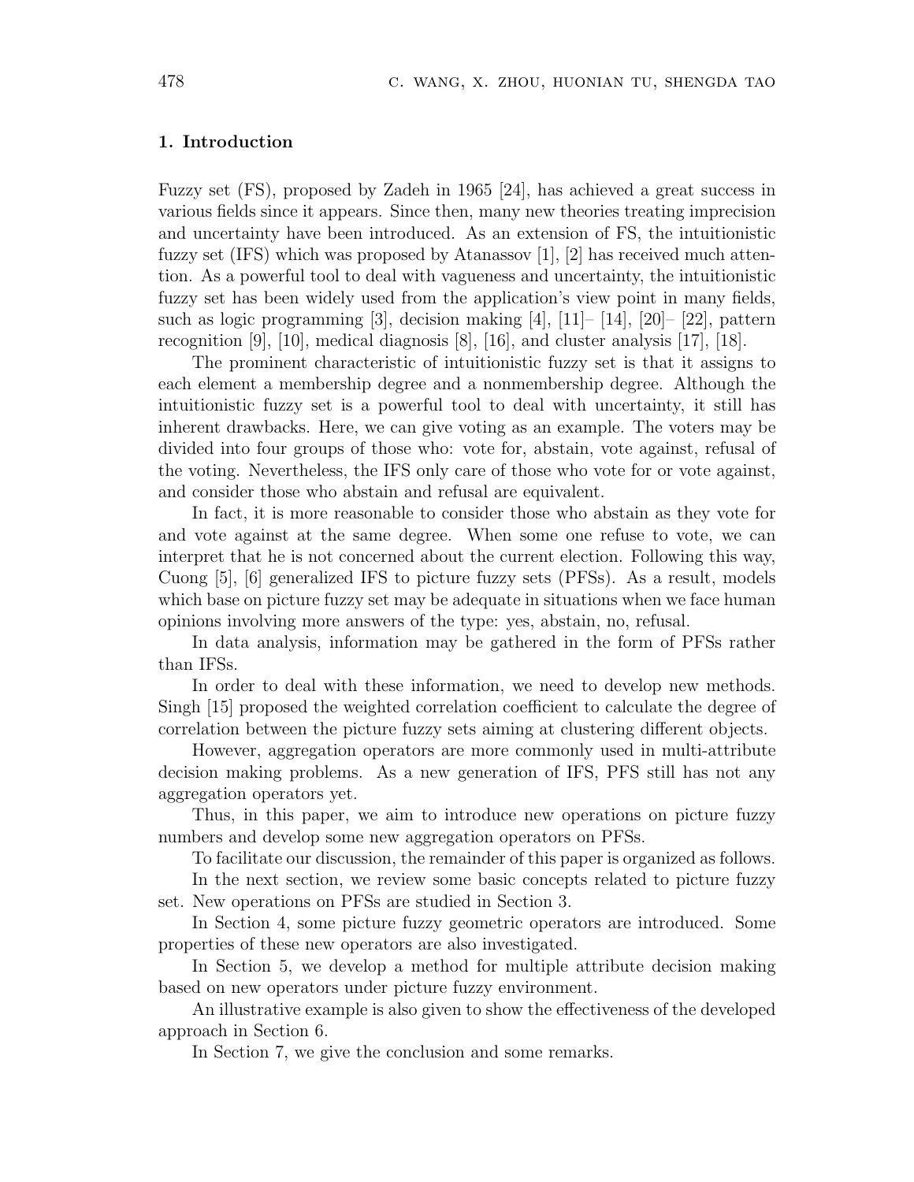## 1. Introduction

Fuzzy set (FS), proposed by Zadeh in 1965 [24], has achieved a great success in various fields since it appears. Since then, many new theories treating imprecision and uncertainty have been introduced. As an extension of FS, the intuitionistic fuzzy set (IFS) which was proposed by Atanassov [1], [2] has received much attention. As a powerful tool to deal with vagueness and uncertainty, the intuitionistic fuzzy set has been widely used from the application's view point in many fields, such as logic programming [3], decision making [4], [11]– [14], [20]– [22], pattern recognition [9], [10], medical diagnosis [8], [16], and cluster analysis [17], [18].

The prominent characteristic of intuitionistic fuzzy set is that it assigns to each element a membership degree and a nonmembership degree. Although the intuitionistic fuzzy set is a powerful tool to deal with uncertainty, it still has inherent drawbacks. Here, we can give voting as an example. The voters may be divided into four groups of those who: vote for, abstain, vote against, refusal of the voting. Nevertheless, the IFS only care of those who vote for or vote against, and consider those who abstain and refusal are equivalent.

In fact, it is more reasonable to consider those who abstain as they vote for and vote against at the same degree. When some one refuse to vote, we can interpret that he is not concerned about the current election. Following this way, Cuong [5], [6] generalized IFS to picture fuzzy sets (PFSs). As a result, models which base on picture fuzzy set may be adequate in situations when we face human opinions involving more answers of the type: yes, abstain, no, refusal.

In data analysis, information may be gathered in the form of PFSs rather than IFSs.

In order to deal with these information, we need to develop new methods. Singh [15] proposed the weighted correlation coefficient to calculate the degree of correlation between the picture fuzzy sets aiming at clustering different objects.

However, aggregation operators are more commonly used in multi-attribute decision making problems. As a new generation of IFS, PFS still has not any aggregation operators yet.

Thus, in this paper, we aim to introduce new operations on picture fuzzy numbers and develop some new aggregation operators on PFSs.

To facilitate our discussion, the remainder of this paper is organized as follows.

In the next section, we review some basic concepts related to picture fuzzy set. New operations on PFSs are studied in Section 3.

In Section 4, some picture fuzzy geometric operators are introduced. Some properties of these new operators are also investigated.

In Section 5, we develop a method for multiple attribute decision making based on new operators under picture fuzzy environment.

An illustrative example is also given to show the effectiveness of the developed approach in Section 6.

In Section 7, we give the conclusion and some remarks.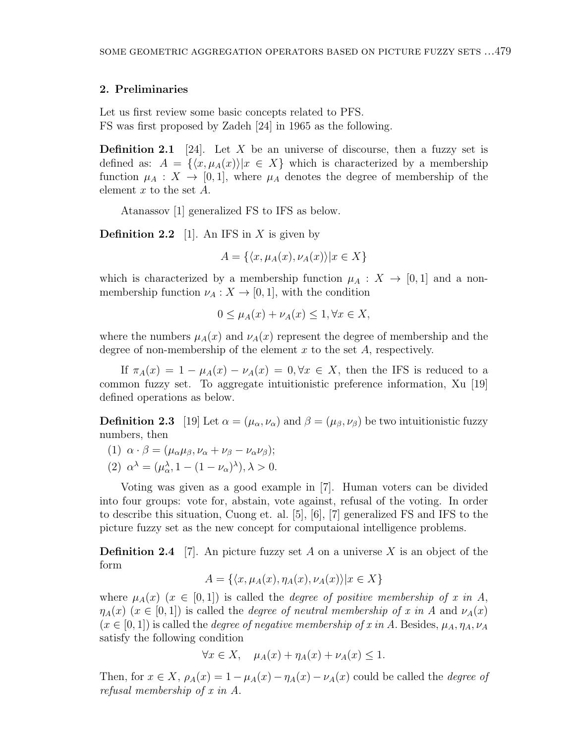## 2. Preliminaries

Let us first review some basic concepts related to PFS.
FS was first proposed by Zadeh [24] in 1965 as the following.

**Definition 2.1** [24]. Let $X$ be an universe of discourse, then a fuzzy set is defined as: $A = \{\langle x, \mu_A(x)\rangle | x \in X\}$ which is characterized by a membership function $\mu_A : X \to [0,1]$, where $\mu_A$ denotes the degree of membership of the element $x$ to the set $A$.

Atanassov [1] generalized FS to IFS as below.

**Definition 2.2** [1]. An IFS in $X$ is given by

$$A = \{\langle x, \mu_A(x), \nu_A(x)\rangle | x \in X\}$$

which is characterized by a membership function $\mu_A : X \to [0,1]$ and a non-membership function $\nu_A : X \to [0,1]$, with the condition

$$0 \leq \mu_A(x) + \nu_A(x) \leq 1, \forall x \in X,$$

where the numbers $\mu_A(x)$ and $\nu_A(x)$ represent the degree of membership and the degree of non-membership of the element $x$ to the set $A$, respectively.

If $\pi_A(x) = 1 - \mu_A(x) - \nu_A(x) = 0, \forall x \in X$, then the IFS is reduced to a common fuzzy set. To aggregate intuitionistic preference information, Xu [19] defined operations as below.

**Definition 2.3** [19] Let $\alpha = (\mu_\alpha, \nu_\alpha)$ and $\beta = (\mu_\beta, \nu_\beta)$ be two intuitionistic fuzzy numbers, then

(1) $\alpha \cdot \beta = (\mu_\alpha \mu_\beta, \nu_\alpha + \nu_\beta - \nu_\alpha \nu_\beta)$;

(2) $\alpha^\lambda = (\mu_\alpha^\lambda, 1 - (1 - \nu_\alpha)^\lambda), \lambda > 0$.

Voting was given as a good example in [7]. Human voters can be divided into four groups: vote for, abstain, vote against, refusal of the voting. In order to describe this situation, Cuong et. al. [5], [6], [7] generalized FS and IFS to the picture fuzzy set as the new concept for computaional intelligence problems.

**Definition 2.4** [7]. An picture fuzzy set $A$ on a universe $X$ is an object of the form

$$A = \{\langle x, \mu_A(x), \eta_A(x), \nu_A(x)\rangle | x \in X\}$$

where $\mu_A(x)$ $(x \in [0,1])$ is called the *degree of positive membership of x in A*, $\eta_A(x)$ $(x \in [0,1])$ is called the *degree of neutral membership of x in A* and $\nu_A(x)$ $(x \in [0,1])$ is called the *degree of negative membership of x in A*. Besides, $\mu_A, \eta_A, \nu_A$ satisfy the following condition

$$\forall x \in X, \quad \mu_A(x) + \eta_A(x) + \nu_A(x) \leq 1.$$

Then, for $x \in X$, $\rho_A(x) = 1 - \mu_A(x) - \eta_A(x) - \nu_A(x)$ could be called the *degree of refusal membership of x in A*.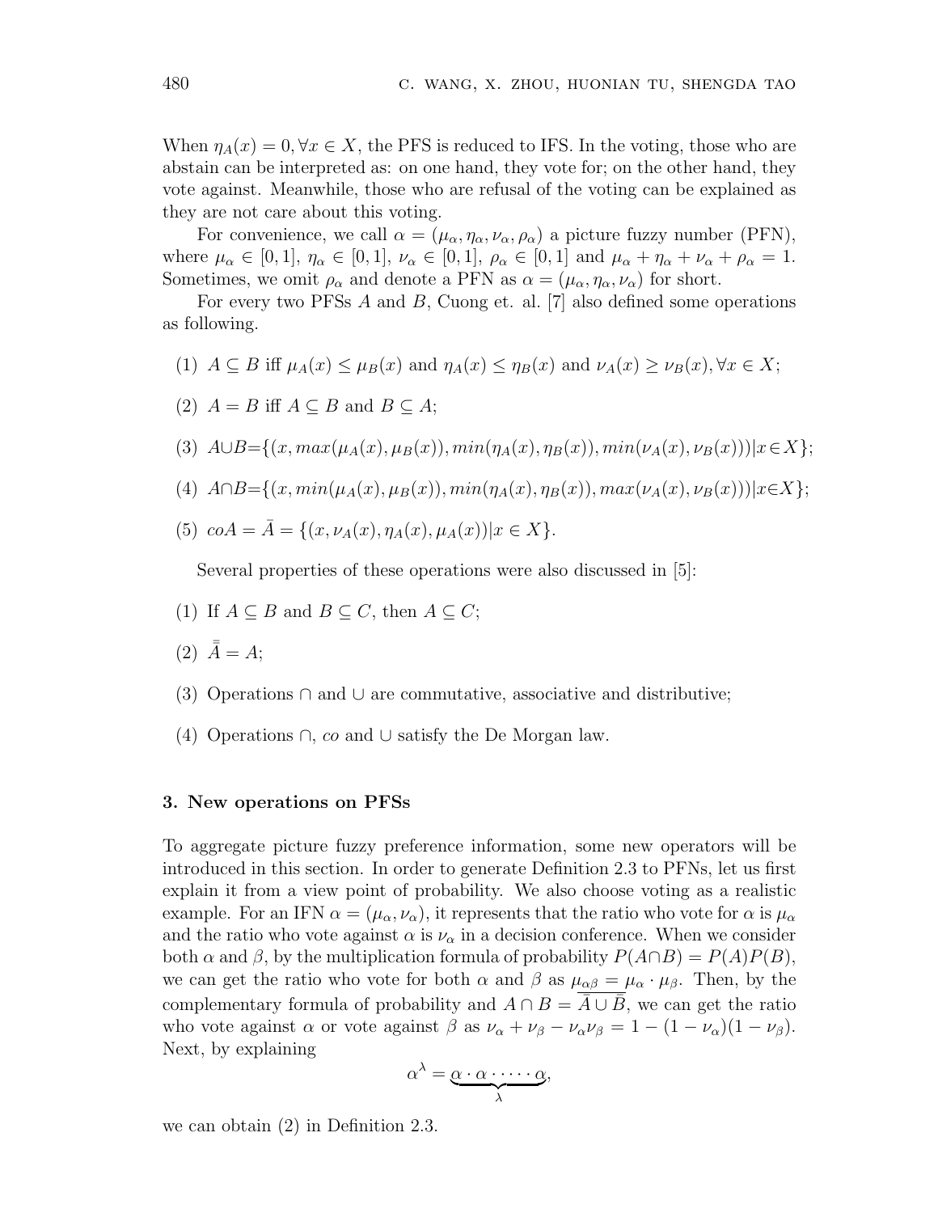When $\eta_A(x) = 0, \forall x \in X$, the PFS is reduced to IFS. In the voting, those who are abstain can be interpreted as: on one hand, they vote for; on the other hand, they vote against. Meanwhile, those who are refusal of the voting can be explained as they are not care about this voting.

For convenience, we call $\alpha = (\mu_\alpha, \eta_\alpha, \nu_\alpha, \rho_\alpha)$ a picture fuzzy number (PFN), where $\mu_\alpha \in [0,1]$, $\eta_\alpha \in [0,1]$, $\nu_\alpha \in [0,1]$, $\rho_\alpha \in [0,1]$ and $\mu_\alpha + \eta_\alpha + \nu_\alpha + \rho_\alpha = 1$. Sometimes, we omit $\rho_\alpha$ and denote a PFN as $\alpha = (\mu_\alpha, \eta_\alpha, \nu_\alpha)$ for short.

For every two PFSs $A$ and $B$, Cuong et. al. [7] also defined some operations as following.

(1) $A \subseteq B$ iff $\mu_A(x) \leq \mu_B(x)$ and $\eta_A(x) \leq \eta_B(x)$ and $\nu_A(x) \geq \nu_B(x), \forall x \in X$;

(2) $A = B$ iff $A \subseteq B$ and $B \subseteq A$;

(3) $A \cup B = \{(x, max(\mu_A(x), \mu_B(x)), min(\eta_A(x), \eta_B(x)), min(\nu_A(x), \nu_B(x))) | x \in X\}$;

(4) $A \cap B = \{(x, min(\mu_A(x), \mu_B(x)), min(\eta_A(x), \eta_B(x)), max(\nu_A(x), \nu_B(x))) | x \in X\}$;

(5) $coA = \bar{A} = \{(x, \nu_A(x), \eta_A(x), \mu_A(x)) | x \in X\}$.

Several properties of these operations were also discussed in [5]:

(1) If $A \subseteq B$ and $B \subseteq C$, then $A \subseteq C$;

(2) $\bar{\bar{A}} = A$;

(3) Operations $\cap$ and $\cup$ are commutative, associative and distributive;

(4) Operations $\cap$, *co* and $\cup$ satisfy the De Morgan law.

### 3. New operations on PFSs

To aggregate picture fuzzy preference information, some new operators will be introduced in this section. In order to generate Definition 2.3 to PFNs, let us first explain it from a view point of probability. We also choose voting as a realistic example. For an IFN $\alpha = (\mu_\alpha, \nu_\alpha)$, it represents that the ratio who vote for $\alpha$ is $\mu_\alpha$ and the ratio who vote against $\alpha$ is $\nu_\alpha$ in a decision conference. When we consider both $\alpha$ and $\beta$, by the multiplication formula of probability $P(A \cap B) = P(A)P(B)$, we can get the ratio who vote for both $\alpha$ and $\beta$ as $\mu_{\alpha\beta} = \mu_\alpha \cdot \mu_\beta$. Then, by the complementary formula of probability and $A \cap B = \overline{\bar{A} \cup \bar{B}}$, we can get the ratio who vote against $\alpha$ or vote against $\beta$ as $\nu_\alpha + \nu_\beta - \nu_\alpha \nu_\beta = 1 - (1 - \nu_\alpha)(1 - \nu_\beta)$. Next, by explaining

$$\alpha^\lambda = \underbrace{\alpha \cdot \alpha \cdot \cdots \cdot \alpha}_{\lambda},$$

we can obtain (2) in Definition 2.3.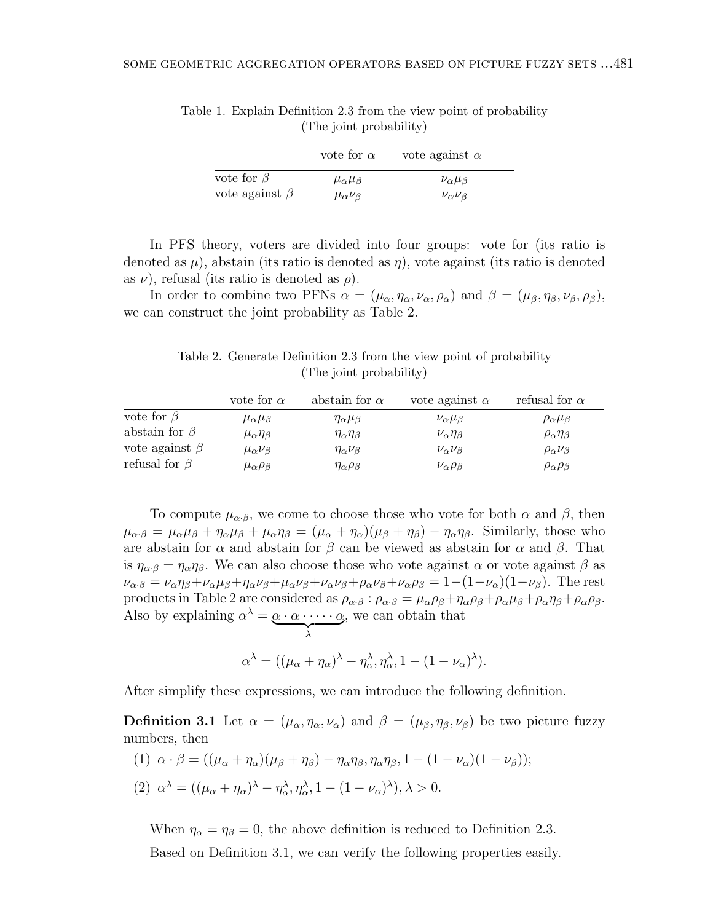Table 1. Explain Definition 2.3 from the view point of probability (The joint probability)

| | vote for $\alpha$ | vote against $\alpha$ |
|---|---|---|
| vote for $\beta$ | $\mu_\alpha\mu_\beta$ | $\nu_\alpha\mu_\beta$ |
| vote against $\beta$ | $\mu_\alpha\nu_\beta$ | $\nu_\alpha\nu_\beta$ |

In PFS theory, voters are divided into four groups: vote for (its ratio is denoted as $\mu$), abstain (its ratio is denoted as $\eta$), vote against (its ratio is denoted as $\nu$), refusal (its ratio is denoted as $\rho$).

In order to combine two PFNs $\alpha = (\mu_\alpha, \eta_\alpha, \nu_\alpha, \rho_\alpha)$ and $\beta = (\mu_\beta, \eta_\beta, \nu_\beta, \rho_\beta)$, we can construct the joint probability as Table 2.

Table 2. Generate Definition 2.3 from the view point of probability (The joint probability)

| | vote for $\alpha$ | abstain for $\alpha$ | vote against $\alpha$ | refusal for $\alpha$ |
|---|---|---|---|---|
| vote for $\beta$ | $\mu_\alpha\mu_\beta$ | $\eta_\alpha\mu_\beta$ | $\nu_\alpha\mu_\beta$ | $\rho_\alpha\mu_\beta$ |
| abstain for $\beta$ | $\mu_\alpha\eta_\beta$ | $\eta_\alpha\eta_\beta$ | $\nu_\alpha\eta_\beta$ | $\rho_\alpha\eta_\beta$ |
| vote against $\beta$ | $\mu_\alpha\nu_\beta$ | $\eta_\alpha\nu_\beta$ | $\nu_\alpha\nu_\beta$ | $\rho_\alpha\nu_\beta$ |
| refusal for $\beta$ | $\mu_\alpha\rho_\beta$ | $\eta_\alpha\rho_\beta$ | $\nu_\alpha\rho_\beta$ | $\rho_\alpha\rho_\beta$ |

To compute $\mu_{\alpha\cdot\beta}$, we come to choose those who vote for both $\alpha$ and $\beta$, then $\mu_{\alpha\cdot\beta} = \mu_\alpha\mu_\beta + \eta_\alpha\mu_\beta + \mu_\alpha\eta_\beta = (\mu_\alpha + \eta_\alpha)(\mu_\beta + \eta_\beta) - \eta_\alpha\eta_\beta$. Similarly, those who are abstain for $\alpha$ and abstain for $\beta$ can be viewed as abstain for $\alpha$ and $\beta$. That is $\eta_{\alpha\cdot\beta} = \eta_\alpha\eta_\beta$. We can also choose those who vote against $\alpha$ or vote against $\beta$ as $\nu_{\alpha\cdot\beta} = \nu_\alpha\eta_\beta + \nu_\alpha\mu_\beta + \eta_\alpha\nu_\beta + \mu_\alpha\nu_\beta + \nu_\alpha\nu_\beta + \rho_\alpha\nu_\beta + \nu_\alpha\rho_\beta = 1 - (1-\nu_\alpha)(1-\nu_\beta)$. The rest products in Table 2 are considered as $\rho_{\alpha\cdot\beta} : \rho_{\alpha\cdot\beta} = \mu_\alpha\rho_\beta + \eta_\alpha\rho_\beta + \rho_\alpha\mu_\beta + \rho_\alpha\eta_\beta + \rho_\alpha\rho_\beta$. Also by explaining $\alpha^\lambda = \underbrace{\alpha \cdot \alpha \cdot \cdots \cdot \alpha}_{\lambda}$, we can obtain that

$$\alpha^\lambda = ((\mu_\alpha + \eta_\alpha)^\lambda - \eta_\alpha^\lambda, \eta_\alpha^\lambda, 1 - (1 - \nu_\alpha)^\lambda).$$

After simplify these expressions, we can introduce the following definition.

**Definition 3.1** Let $\alpha = (\mu_\alpha, \eta_\alpha, \nu_\alpha)$ and $\beta = (\mu_\beta, \eta_\beta, \nu_\beta)$ be two picture fuzzy numbers, then

(1) $\alpha \cdot \beta = ((\mu_\alpha + \eta_\alpha)(\mu_\beta + \eta_\beta) - \eta_\alpha\eta_\beta, \eta_\alpha\eta_\beta, 1 - (1 - \nu_\alpha)(1 - \nu_\beta))$;

(2) $\alpha^\lambda = ((\mu_\alpha + \eta_\alpha)^\lambda - \eta_\alpha^\lambda, \eta_\alpha^\lambda, 1 - (1 - \nu_\alpha)^\lambda), \lambda > 0$.

When $\eta_\alpha = \eta_\beta = 0$, the above definition is reduced to Definition 2.3.

Based on Definition 3.1, we can verify the following properties easily.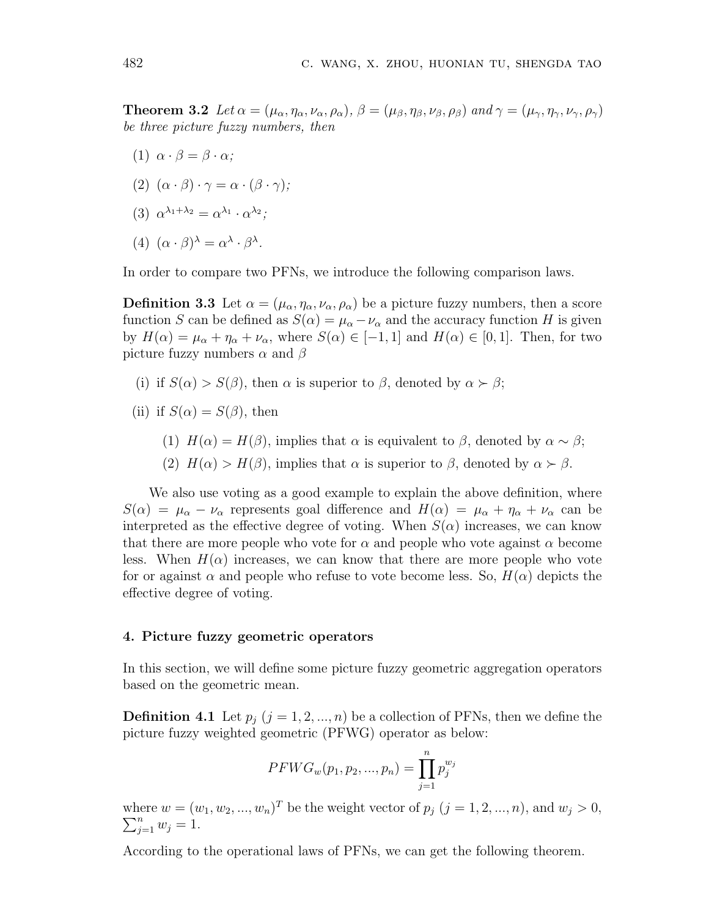**Theorem 3.2** *Let $\alpha = (\mu_\alpha, \eta_\alpha, \nu_\alpha, \rho_\alpha)$, $\beta = (\mu_\beta, \eta_\beta, \nu_\beta, \rho_\beta)$ and $\gamma = (\mu_\gamma, \eta_\gamma, \nu_\gamma, \rho_\gamma)$ be three picture fuzzy numbers, then*

(1) $\alpha \cdot \beta = \beta \cdot \alpha$;

(2) $(\alpha \cdot \beta) \cdot \gamma = \alpha \cdot (\beta \cdot \gamma)$;

(3) $\alpha^{\lambda_1 + \lambda_2} = \alpha^{\lambda_1} \cdot \alpha^{\lambda_2}$;

(4) $(\alpha \cdot \beta)^\lambda = \alpha^\lambda \cdot \beta^\lambda$.

In order to compare two PFNs, we introduce the following comparison laws.

**Definition 3.3** Let $\alpha = (\mu_\alpha, \eta_\alpha, \nu_\alpha, \rho_\alpha)$ be a picture fuzzy numbers, then a score function $S$ can be defined as $S(\alpha) = \mu_\alpha - \nu_\alpha$ and the accuracy function $H$ is given by $H(\alpha) = \mu_\alpha + \eta_\alpha + \nu_\alpha$, where $S(\alpha) \in [-1, 1]$ and $H(\alpha) \in [0, 1]$. Then, for two picture fuzzy numbers $\alpha$ and $\beta$

(i) if $S(\alpha) > S(\beta)$, then $\alpha$ is superior to $\beta$, denoted by $\alpha \succ \beta$;

(ii) if $S(\alpha) = S(\beta)$, then

  (1) $H(\alpha) = H(\beta)$, implies that $\alpha$ is equivalent to $\beta$, denoted by $\alpha \sim \beta$;

  (2) $H(\alpha) > H(\beta)$, implies that $\alpha$ is superior to $\beta$, denoted by $\alpha \succ \beta$.

We also use voting as a good example to explain the above definition, where $S(\alpha) = \mu_\alpha - \nu_\alpha$ represents goal difference and $H(\alpha) = \mu_\alpha + \eta_\alpha + \nu_\alpha$ can be interpreted as the effective degree of voting. When $S(\alpha)$ increases, we can know that there are more people who vote for $\alpha$ and people who vote against $\alpha$ become less. When $H(\alpha)$ increases, we can know that there are more people who vote for or against $\alpha$ and people who refuse to vote become less. So, $H(\alpha)$ depicts the effective degree of voting.

## 4. Picture fuzzy geometric operators

In this section, we will define some picture fuzzy geometric aggregation operators based on the geometric mean.

**Definition 4.1** Let $p_j$ $(j = 1, 2, ..., n)$ be a collection of PFNs, then we define the picture fuzzy weighted geometric (PFWG) operator as below:

$$PFWG_w(p_1, p_2, ..., p_n) = \prod_{j=1}^{n} p_j^{w_j}$$

where $w = (w_1, w_2, ..., w_n)^T$ be the weight vector of $p_j$ $(j = 1, 2, ..., n)$, and $w_j > 0$, $\sum_{j=1}^{n} w_j = 1$.

According to the operational laws of PFNs, we can get the following theorem.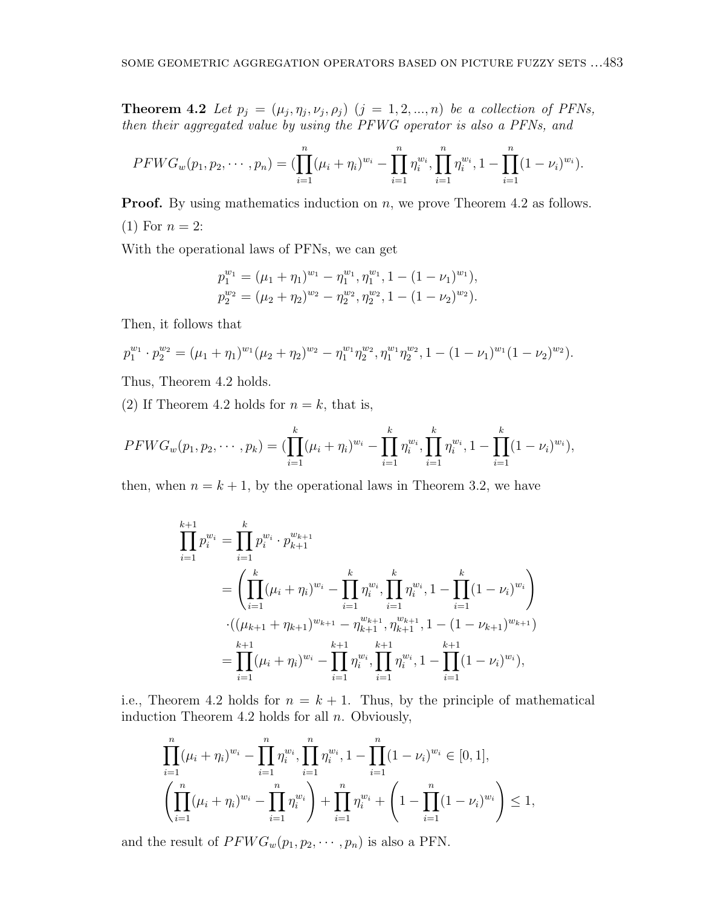**Theorem 4.2** *Let $p_j = (\mu_j, \eta_j, \nu_j, \rho_j)$ $(j = 1, 2, ..., n)$ be a collection of PFNs, then their aggregated value by using the PFWG operator is also a PFNs, and*

$$PFWG_w(p_1, p_2, \cdots, p_n) = (\prod_{i=1}^{n}(\mu_i + \eta_i)^{w_i} - \prod_{i=1}^{n}\eta_i^{w_i}, \prod_{i=1}^{n}\eta_i^{w_i}, 1 - \prod_{i=1}^{n}(1 - \nu_i)^{w_i}).$$

**Proof.** By using mathematics induction on $n$, we prove Theorem 4.2 as follows.

(1) For $n = 2$:

With the operational laws of PFNs, we can get

$$p_1^{w_1} = (\mu_1 + \eta_1)^{w_1} - \eta_1^{w_1}, \eta_1^{w_1}, 1 - (1 - \nu_1)^{w_1}),$$
$$p_2^{w_2} = (\mu_2 + \eta_2)^{w_2} - \eta_2^{w_2}, \eta_2^{w_2}, 1 - (1 - \nu_2)^{w_2}).$$

Then, it follows that

$$p_1^{w_1} \cdot p_2^{w_2} = (\mu_1 + \eta_1)^{w_1}(\mu_2 + \eta_2)^{w_2} - \eta_1^{w_1}\eta_2^{w_2}, \eta_1^{w_1}\eta_2^{w_2}, 1 - (1 - \nu_1)^{w_1}(1 - \nu_2)^{w_2}).$$

Thus, Theorem 4.2 holds.

(2) If Theorem 4.2 holds for $n = k$, that is,

$$PFWG_w(p_1, p_2, \cdots, p_k) = (\prod_{i=1}^{k}(\mu_i + \eta_i)^{w_i} - \prod_{i=1}^{k}\eta_i^{w_i}, \prod_{i=1}^{k}\eta_i^{w_i}, 1 - \prod_{i=1}^{k}(1 - \nu_i)^{w_i}),$$

then, when $n = k + 1$, by the operational laws in Theorem 3.2, we have

$$\begin{aligned}
\prod_{i=1}^{k+1} p_i^{w_i} &= \prod_{i=1}^{k} p_i^{w_i} \cdot p_{k+1}^{w_{k+1}} \\
&= \left(\prod_{i=1}^{k}(\mu_i + \eta_i)^{w_i} - \prod_{i=1}^{k}\eta_i^{w_i}, \prod_{i=1}^{k}\eta_i^{w_i}, 1 - \prod_{i=1}^{k}(1 - \nu_i)^{w_i}\right) \\
&\quad \cdot ((\mu_{k+1} + \eta_{k+1})^{w_{k+1}} - \eta_{k+1}^{w_{k+1}}, \eta_{k+1}^{w_{k+1}}, 1 - (1 - \nu_{k+1})^{w_{k+1}}) \\
&= \prod_{i=1}^{k+1}(\mu_i + \eta_i)^{w_i} - \prod_{i=1}^{k+1}\eta_i^{w_i}, \prod_{i=1}^{k+1}\eta_i^{w_i}, 1 - \prod_{i=1}^{k+1}(1 - \nu_i)^{w_i}),
\end{aligned}$$

i.e., Theorem 4.2 holds for $n = k + 1$. Thus, by the principle of mathematical induction Theorem 4.2 holds for all $n$. Obviously,

$$\prod_{i=1}^{n}(\mu_i + \eta_i)^{w_i} - \prod_{i=1}^{n}\eta_i^{w_i}, \prod_{i=1}^{n}\eta_i^{w_i}, 1 - \prod_{i=1}^{n}(1 - \nu_i)^{w_i} \in [0, 1],$$

$$\left(\prod_{i=1}^{n}(\mu_i + \eta_i)^{w_i} - \prod_{i=1}^{n}\eta_i^{w_i}\right) + \prod_{i=1}^{n}\eta_i^{w_i} + \left(1 - \prod_{i=1}^{n}(1 - \nu_i)^{w_i}\right) \leq 1,$$

and the result of $PFWG_w(p_1, p_2, \cdots, p_n)$ is also a PFN.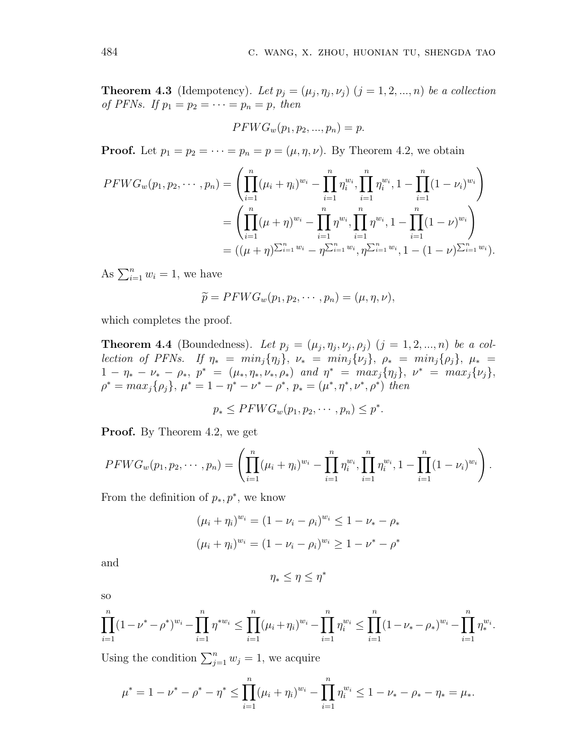**Theorem 4.3** (Idempotency). *Let $p_j = (\mu_j, \eta_j, \nu_j)$ $(j = 1, 2, ..., n)$ be a collection of PFNs. If $p_1 = p_2 = \cdots = p_n = p$, then*

$$PFWG_w(p_1, p_2, ..., p_n) = p.$$

**Proof.** Let $p_1 = p_2 = \cdots = p_n = p = (\mu, \eta, \nu)$. By Theorem 4.2, we obtain

$$\begin{aligned} PFWG_w(p_1, p_2, \cdots, p_n) &= \left( \prod_{i=1}^{n} (\mu_i + \eta_i)^{w_i} - \prod_{i=1}^{n} \eta_i^{w_i}, \prod_{i=1}^{n} \eta_i^{w_i}, 1 - \prod_{i=1}^{n} (1 - \nu_i)^{w_i} \right) \\ &= \left( \prod_{i=1}^{n} (\mu + \eta)^{w_i} - \prod_{i=1}^{n} \eta^{w_i}, \prod_{i=1}^{n} \eta^{w_i}, 1 - \prod_{i=1}^{n} (1 - \nu)^{w_i} \right) \\ &= ((\mu + \eta)^{\sum_{i=1}^{n} w_i} - \eta^{\sum_{i=1}^{n} w_i}, \eta^{\sum_{i=1}^{n} w_i}, 1 - (1 - \nu)^{\sum_{i=1}^{n} w_i}). \end{aligned}$$

As $\sum_{i=1}^{n} w_i = 1$, we have

$$\widetilde{p} = PFWG_w(p_1, p_2, \cdots, p_n) = (\mu, \eta, \nu),$$

which completes the proof.

**Theorem 4.4** (Boundedness). *Let $p_j = (\mu_j, \eta_j, \nu_j, \rho_j)$ $(j = 1, 2, ..., n)$ be a collection of PFNs. If $\eta_* = min_j\{\eta_j\}$, $\nu_* = min_j\{\nu_j\}$, $\rho_* = min_j\{\rho_j\}$, $\mu_* = 1 - \eta_* - \nu_* - \rho_*$, $p^* = (\mu_*, \eta_*, \nu_*, \rho_*)$ and $\eta^* = max_j\{\eta_j\}$, $\nu^* = max_j\{\nu_j\}$, $\rho^* = max_j\{\rho_j\}$, $\mu^* = 1 - \eta^* - \nu^* - \rho^*$, $p_* = (\mu^*, \eta^*, \nu^*, \rho^*)$ then*

$$p_* \leq PFWG_w(p_1, p_2, \cdots, p_n) \leq p^*.$$

**Proof.** By Theorem 4.2, we get

$$PFWG_w(p_1, p_2, \cdots, p_n) = \left( \prod_{i=1}^{n} (\mu_i + \eta_i)^{w_i} - \prod_{i=1}^{n} \eta_i^{w_i}, \prod_{i=1}^{n} \eta_i^{w_i}, 1 - \prod_{i=1}^{n} (1 - \nu_i)^{w_i} \right).$$

From the definition of $p_*, p^*$, we know

$$(\mu_i + \eta_i)^{w_i} = (1 - \nu_i - \rho_i)^{w_i} \leq 1 - \nu_* - \rho_*$$

$$(\mu_i + \eta_i)^{w_i} = (1 - \nu_i - \rho_i)^{w_i} \geq 1 - \nu^* - \rho^*$$

and

$$\eta_* \leq \eta \leq \eta^*$$

so

$$\prod_{i=1}^{n} (1 - \nu^* - \rho^*)^{w_i} - \prod_{i=1}^{n} \eta^{*w_i} \leq \prod_{i=1}^{n} (\mu_i + \eta_i)^{w_i} - \prod_{i=1}^{n} \eta_i^{w_i} \leq \prod_{i=1}^{n} (1 - \nu_* - \rho_*)^{w_i} - \prod_{i=1}^{n} \eta_*^{w_i}.$$

Using the condition $\sum_{j=1}^{n} w_j = 1$, we acquire

$$\mu^* = 1 - \nu^* - \rho^* - \eta^* \leq \prod_{i=1}^{n} (\mu_i + \eta_i)^{w_i} - \prod_{i=1}^{n} \eta_i^{w_i} \leq 1 - \nu_* - \rho_* - \eta_* = \mu_*.$$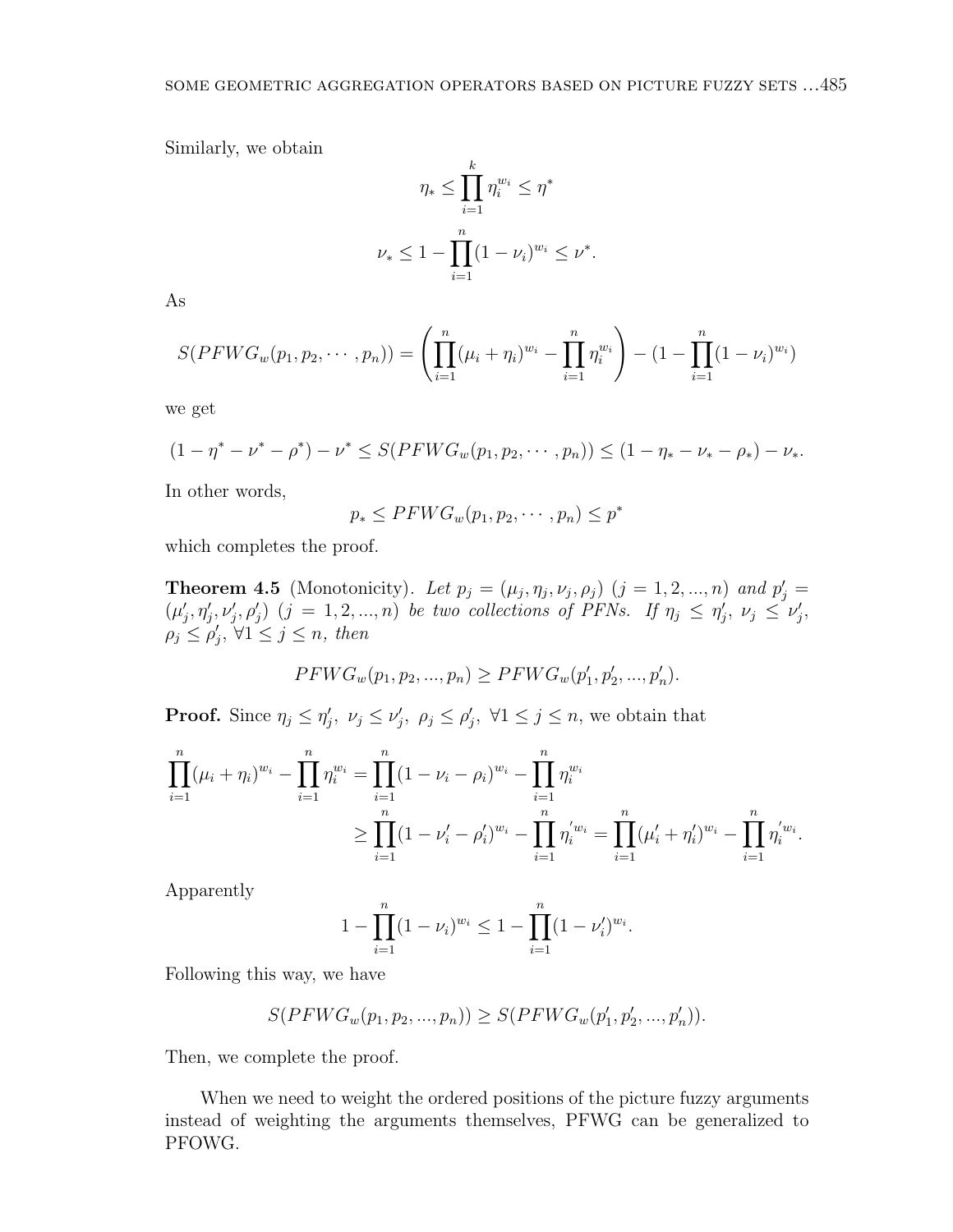Similarly, we obtain

$$\eta_* \le \prod_{i=1}^{k} \eta_i^{w_i} \le \eta^*$$

$$\nu_* \le 1 - \prod_{i=1}^{n} (1-\nu_i)^{w_i} \le \nu^*.$$

As

$$S(PFWG_w(p_1, p_2, \cdots, p_n)) = \left( \prod_{i=1}^{n} (\mu_i + \eta_i)^{w_i} - \prod_{i=1}^{n} \eta_i^{w_i} \right) - (1 - \prod_{i=1}^{n} (1-\nu_i)^{w_i})$$

we get

$$(1 - \eta^* - \nu^* - \rho^*) - \nu^* \le S(PFWG_w(p_1, p_2, \cdots, p_n)) \le (1 - \eta_* - \nu_* - \rho_*) - \nu_*.$$

In other words,

$$p_* \le PFWG_w(p_1, p_2, \cdots, p_n) \le p^*$$

which completes the proof.

**Theorem 4.5** (Monotonicity). *Let $p_j = (\mu_j, \eta_j, \nu_j, \rho_j)$ $(j = 1, 2, ..., n)$ and $p'_j = (\mu'_j, \eta'_j, \nu'_j, \rho'_j)$ $(j = 1, 2, ..., n)$ be two collections of PFNs. If $\eta_j \le \eta'_j$, $\nu_j \le \nu'_j$, $\rho_j \le \rho'_j$, $\forall 1 \le j \le n$, then*

$$PFWG_w(p_1, p_2, ..., p_n) \ge PFWG_w(p'_1, p'_2, ..., p'_n).$$

**Proof.** Since $\eta_j \le \eta'_j,\ \nu_j \le \nu'_j,\ \rho_j \le \rho'_j,\ \forall 1 \le j \le n$, we obtain that

$$\begin{aligned}
\prod_{i=1}^{n} (\mu_i + \eta_i)^{w_i} - \prod_{i=1}^{n} \eta_i^{w_i} &= \prod_{i=1}^{n} (1 - \nu_i - \rho_i)^{w_i} - \prod_{i=1}^{n} \eta_i^{w_i} \\
&\ge \prod_{i=1}^{n} (1 - \nu'_i - \rho'_i)^{w_i} - \prod_{i=1}^{n} \eta_i^{'w_i} = \prod_{i=1}^{n} (\mu'_i + \eta'_i)^{w_i} - \prod_{i=1}^{n} \eta_i^{'w_i}.
\end{aligned}$$

Apparently

$$1 - \prod_{i=1}^{n} (1-\nu_i)^{w_i} \le 1 - \prod_{i=1}^{n} (1-\nu'_i)^{w_i}.$$

Following this way, we have

$$S(PFWG_w(p_1, p_2, ..., p_n)) \ge S(PFWG_w(p'_1, p'_2, ..., p'_n)).$$

Then, we complete the proof.

When we need to weight the ordered positions of the picture fuzzy arguments instead of weighting the arguments themselves, PFWG can be generalized to PFOWG.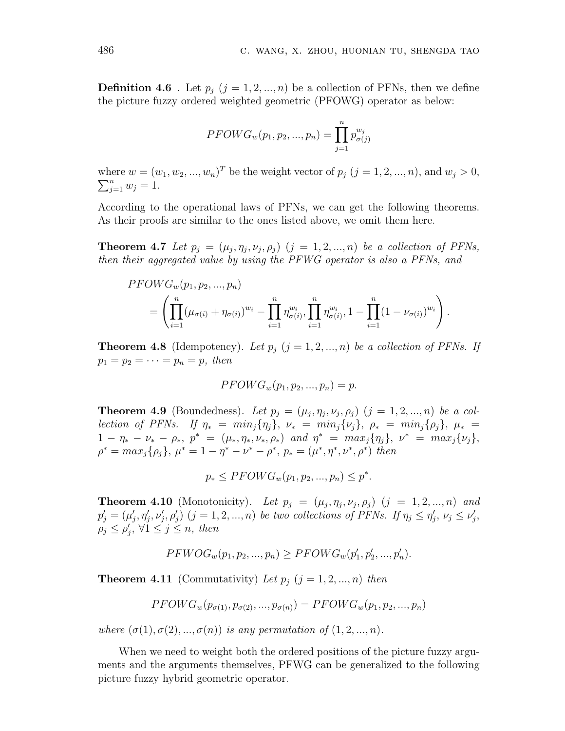**Definition 4.6** . Let $p_j$ $(j = 1, 2, ..., n)$ be a collection of PFNs, then we define the picture fuzzy ordered weighted geometric (PFOWG) operator as below:

$$PFOWG_w(p_1, p_2, ..., p_n) = \prod_{j=1}^{n} p_{\sigma(j)}^{w_j}$$

where $w = (w_1, w_2, ..., w_n)^T$ be the weight vector of $p_j$ $(j = 1, 2, ..., n)$, and $w_j > 0$, $\sum_{j=1}^{n} w_j = 1$.

According to the operational laws of PFNs, we can get the following theorems. As their proofs are similar to the ones listed above, we omit them here.

**Theorem 4.7** *Let $p_j = (\mu_j, \eta_j, \nu_j, \rho_j)$ $(j = 1, 2, ..., n)$ be a collection of PFNs, then their aggregated value by using the PFWG operator is also a PFNs, and*

$$\begin{aligned} &PFOWG_w(p_1, p_2, ..., p_n) \\ &= \left( \prod_{i=1}^{n} (\mu_{\sigma(i)} + \eta_{\sigma(i)})^{w_i} - \prod_{i=1}^{n} \eta_{\sigma(i)}^{w_i}, \prod_{i=1}^{n} \eta_{\sigma(i)}^{w_i}, 1 - \prod_{i=1}^{n} (1 - \nu_{\sigma(i)})^{w_i} \right). \end{aligned}$$

**Theorem 4.8** (Idempotency). *Let $p_j$ $(j = 1, 2, ..., n)$ be a collection of PFNs. If $p_1 = p_2 = \cdots = p_n = p$, then*

$$PFOWG_w(p_1, p_2, ..., p_n) = p.$$

**Theorem 4.9** (Boundedness). *Let $p_j = (\mu_j, \eta_j, \nu_j, \rho_j)$ $(j = 1, 2, ..., n)$ be a collection of PFNs. If $\eta_* = min_j\{\eta_j\}$, $\nu_* = min_j\{\nu_j\}$, $\rho_* = min_j\{\rho_j\}$, $\mu_* = 1 - \eta_* - \nu_* - \rho_*$, $p^* = (\mu_*, \eta_*, \nu_*, \rho_*)$ and $\eta^* = max_j\{\eta_j\}$, $\nu^* = max_j\{\nu_j\}$, $\rho^* = max_j\{\rho_j\}$, $\mu^* = 1 - \eta^* - \nu^* - \rho^*$, $p_* = (\mu^*, \eta^*, \nu^*, \rho^*)$ then*

$$p_* \leq PFOWG_w(p_1, p_2, ..., p_n) \leq p^*.$$

**Theorem 4.10** (Monotonicity). *Let $p_j = (\mu_j, \eta_j, \nu_j, \rho_j)$ $(j = 1, 2, ..., n)$ and $p'_j = (\mu'_j, \eta'_j, \nu'_j, \rho'_j)$ $(j = 1, 2, ..., n)$ be two collections of PFNs. If $\eta_j \leq \eta'_j$, $\nu_j \leq \nu'_j$, $\rho_j \leq \rho'_j$, $\forall 1 \leq j \leq n$, then*

$$PFWOG_w(p_1, p_2, ..., p_n) \geq PFOWG_w(p'_1, p'_2, ..., p'_n).$$

**Theorem 4.11** (Commutativity) *Let $p_j$ $(j = 1, 2, ..., n)$ then*

$$PFOWG_w(p_{\sigma(1)}, p_{\sigma(2)}, ..., p_{\sigma(n)}) = PFOWG_w(p_1, p_2, ..., p_n)$$

*where $(\sigma(1), \sigma(2), ..., \sigma(n))$ is any permutation of $(1, 2, ..., n)$.*

When we need to weight both the ordered positions of the picture fuzzy arguments and the arguments themselves, PFWG can be generalized to the following picture fuzzy hybrid geometric operator.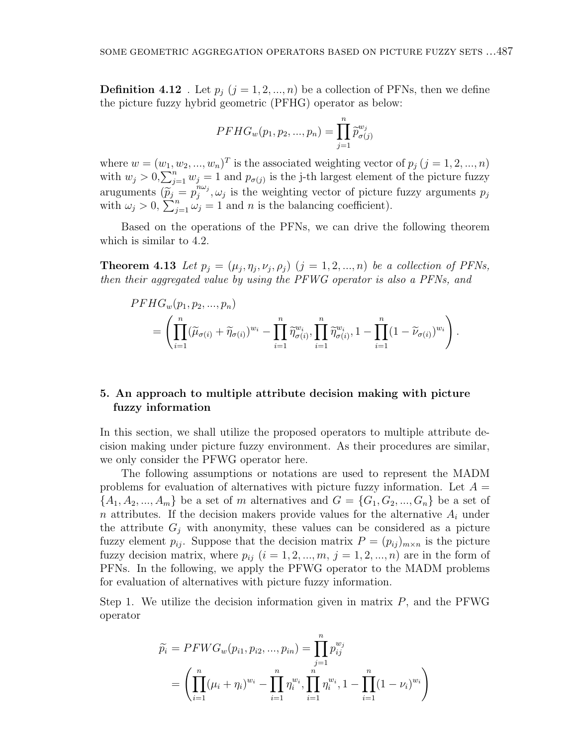**Definition 4.12** . Let $p_j$ $(j = 1, 2, ..., n)$ be a collection of PFNs, then we define the picture fuzzy hybrid geometric (PFHG) operator as below:

$$PFHG_w(p_1, p_2, ..., p_n) = \prod_{j=1}^{n} \widetilde{p}_{\sigma(j)}^{w_j}$$

where $w = (w_1, w_2, ..., w_n)^T$ is the associated weighting vector of $p_j$ $(j = 1, 2, ..., n)$ with $w_j > 0$,$\sum_{j=1}^{n} w_j = 1$ and $p_{\sigma(j)}$ is the j-th largest element of the picture fuzzy aruguments ($\widetilde{p}_j = p_j^{n\omega_j}$, $\omega_j$ is the weighting vector of picture fuzzy arguments $p_j$ with $\omega_j > 0$, $\sum_{j=1}^{n} \omega_j = 1$ and $n$ is the balancing coefficient).

Based on the operations of the PFNs, we can drive the following theorem which is similar to 4.2.

**Theorem 4.13** *Let $p_j = (\mu_j, \eta_j, \nu_j, \rho_j)$ $(j = 1, 2, ..., n)$ be a collection of PFNs, then their aggregated value by using the PFWG operator is also a PFNs, and*

$$PFHG_w(p_1, p_2, ..., p_n) = \left( \prod_{i=1}^{n} (\widetilde{\mu}_{\sigma(i)} + \widetilde{\eta}_{\sigma(i)})^{w_i} - \prod_{i=1}^{n} \widetilde{\eta}_{\sigma(i)}^{w_i}, \prod_{i=1}^{n} \widetilde{\eta}_{\sigma(i)}^{w_i}, 1 - \prod_{i=1}^{n} (1 - \widetilde{\nu}_{\sigma(i)})^{w_i} \right).$$

## 5. An approach to multiple attribute decision making with picture fuzzy information

In this section, we shall utilize the proposed operators to multiple attribute decision making under picture fuzzy environment. As their procedures are similar, we only consider the PFWG operator here.

The following assumptions or notations are used to represent the MADM problems for evaluation of alternatives with picture fuzzy information. Let $A = \{A_1, A_2, ..., A_m\}$ be a set of $m$ alternatives and $G = \{G_1, G_2, ..., G_n\}$ be a set of $n$ attributes. If the decision makers provide values for the alternative $A_i$ under the attribute $G_j$ with anonymity, these values can be considered as a picture fuzzy element $p_{ij}$. Suppose that the decision matrix $P = (p_{ij})_{m \times n}$ is the picture fuzzy decision matrix, where $p_{ij}$ $(i = 1, 2, ..., m,\ j = 1, 2, ..., n)$ are in the form of PFNs. In the following, we apply the PFWG operator to the MADM problems for evaluation of alternatives with picture fuzzy information.

Step 1. We utilize the decision information given in matrix $P$, and the PFWG operator

$$\widetilde{p}_i = PFWG_w(p_{i1}, p_{i2}, ..., p_{in}) = \prod_{j=1}^{n} p_{ij}^{w_j}$$
$$= \left( \prod_{i=1}^{n} (\mu_i + \eta_i)^{w_i} - \prod_{i=1}^{n} \eta_i^{w_i}, \prod_{i=1}^{n} \eta_i^{w_i}, 1 - \prod_{i=1}^{n} (1 - \nu_i)^{w_i} \right)$$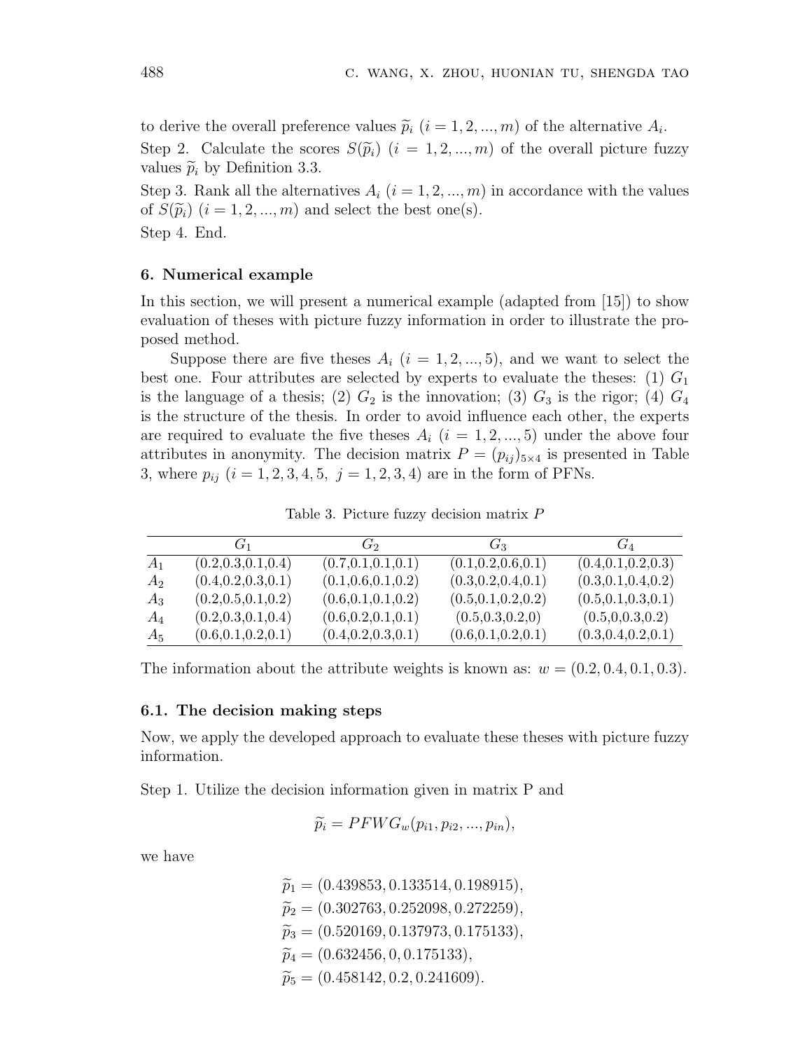to derive the overall preference values $\widetilde{p}_i$ $(i = 1, 2, ..., m)$ of the alternative $A_i$.

Step 2. Calculate the scores $S(\widetilde{p}_i)$ $(i = 1, 2, ..., m)$ of the overall picture fuzzy values $\widetilde{p}_i$ by Definition 3.3.

Step 3. Rank all the alternatives $A_i$ $(i = 1, 2, ..., m)$ in accordance with the values of $S(\widetilde{p}_i)$ $(i = 1, 2, ..., m)$ and select the best one(s).

Step 4. End.

## 6. Numerical example

In this section, we will present a numerical example (adapted from [15]) to show evaluation of theses with picture fuzzy information in order to illustrate the proposed method.

Suppose there are five theses $A_i$ $(i = 1, 2, ..., 5)$, and we want to select the best one. Four attributes are selected by experts to evaluate the theses: (1) $G_1$ is the language of a thesis; (2) $G_2$ is the innovation; (3) $G_3$ is the rigor; (4) $G_4$ is the structure of the thesis. In order to avoid influence each other, the experts are required to evaluate the five theses $A_i$ $(i = 1, 2, ..., 5)$ under the above four attributes in anonymity. The decision matrix $P = (p_{ij})_{5\times 4}$ is presented in Table 3, where $p_{ij}$ $(i = 1, 2, 3, 4, 5,\ j = 1, 2, 3, 4)$ are in the form of PFNs.

Table 3. Picture fuzzy decision matrix $P$

| | $G_1$ | $G_2$ | $G_3$ | $G_4$ |
|---|---|---|---|---|
| $A_1$ | (0.2,0.3,0.1,0.4) | (0.7,0.1,0.1,0.1) | (0.1,0.2,0.6,0.1) | (0.4,0.1,0.2,0.3) |
| $A_2$ | (0.4,0.2,0.3,0.1) | (0.1,0.6,0.1,0.2) | (0.3,0.2,0.4,0.1) | (0.3,0.1,0.4,0.2) |
| $A_3$ | (0.2,0.5,0.1,0.2) | (0.6,0.1,0.1,0.2) | (0.5,0.1,0.2,0.2) | (0.5,0.1,0.3,0.1) |
| $A_4$ | (0.2,0.3,0.1,0.4) | (0.6,0.2,0.1,0.1) | (0.5,0.3,0.2,0) | (0.5,0,0.3,0.2) |
| $A_5$ | (0.6,0.1,0.2,0.1) | (0.4,0.2,0.3,0.1) | (0.6,0.1,0.2,0.1) | (0.3,0.4,0.2,0.1) |

The information about the attribute weights is known as: $w = (0.2, 0.4, 0.1, 0.3)$.

### 6.1. The decision making steps

Now, we apply the developed approach to evaluate these theses with picture fuzzy information.

Step 1. Utilize the decision information given in matrix P and

$$\widetilde{p}_i = PFWG_w(p_{i1}, p_{i2}, ..., p_{in}),$$

we have

$$\widetilde{p}_1 = (0.439853, 0.133514, 0.198915),$$
$$\widetilde{p}_2 = (0.302763, 0.252098, 0.272259),$$
$$\widetilde{p}_3 = (0.520169, 0.137973, 0.175133),$$
$$\widetilde{p}_4 = (0.632456, 0, 0.175133),$$
$$\widetilde{p}_5 = (0.458142, 0.2, 0.241609).$$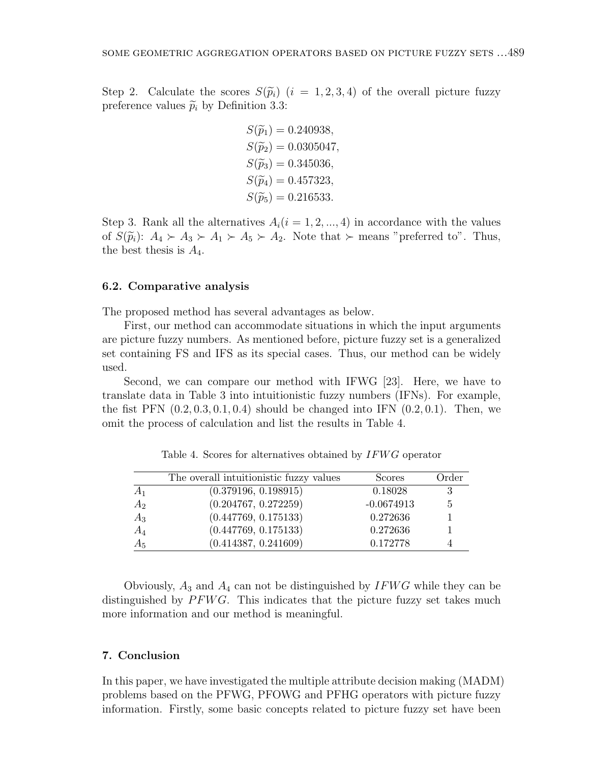Step 2. Calculate the scores $S(\widetilde{p}_i)$ $(i = 1, 2, 3, 4)$ of the overall picture fuzzy preference values $\widetilde{p}_i$ by Definition 3.3:

$$S(\widetilde{p}_1) = 0.240938,$$
$$S(\widetilde{p}_2) = 0.0305047,$$
$$S(\widetilde{p}_3) = 0.345036,$$
$$S(\widetilde{p}_4) = 0.457323,$$
$$S(\widetilde{p}_5) = 0.216533.$$

Step 3. Rank all the alternatives $A_i (i = 1, 2, ..., 4)$ in accordance with the values of $S(\widetilde{p}_i)$: $A_4 \succ A_3 \succ A_1 \succ A_5 \succ A_2$. Note that $\succ$ means "preferred to". Thus, the best thesis is $A_4$.

### 6.2. Comparative analysis

The proposed method has several advantages as below.

First, our method can accommodate situations in which the input arguments are picture fuzzy numbers. As mentioned before, picture fuzzy set is a generalized set containing FS and IFS as its special cases. Thus, our method can be widely used.

Second, we can compare our method with IFWG [23]. Here, we have to translate data in Table 3 into intuitionistic fuzzy numbers (IFNs). For example, the fist PFN $(0.2, 0.3, 0.1, 0.4)$ should be changed into IFN $(0.2, 0.1)$. Then, we omit the process of calculation and list the results in Table 4.

Table 4. Scores for alternatives obtained by $IFWG$ operator

| | The overall intuitionistic fuzzy values | Scores | Order |
|---|---|---|---|
| $A_1$ | (0.379196, 0.198915) | 0.18028 | 3 |
| $A_2$ | (0.204767, 0.272259) | -0.0674913 | 5 |
| $A_3$ | (0.447769, 0.175133) | 0.272636 | 1 |
| $A_4$ | (0.447769, 0.175133) | 0.272636 | 1 |
| $A_5$ | (0.414387, 0.241609) | 0.172778 | 4 |

Obviously, $A_3$ and $A_4$ can not be distinguished by $IFWG$ while they can be distinguished by $PFWG$. This indicates that the picture fuzzy set takes much more information and our method is meaningful.

## 7. Conclusion

In this paper, we have investigated the multiple attribute decision making (MADM) problems based on the PFWG, PFOWG and PFHG operators with picture fuzzy information. Firstly, some basic concepts related to picture fuzzy set have been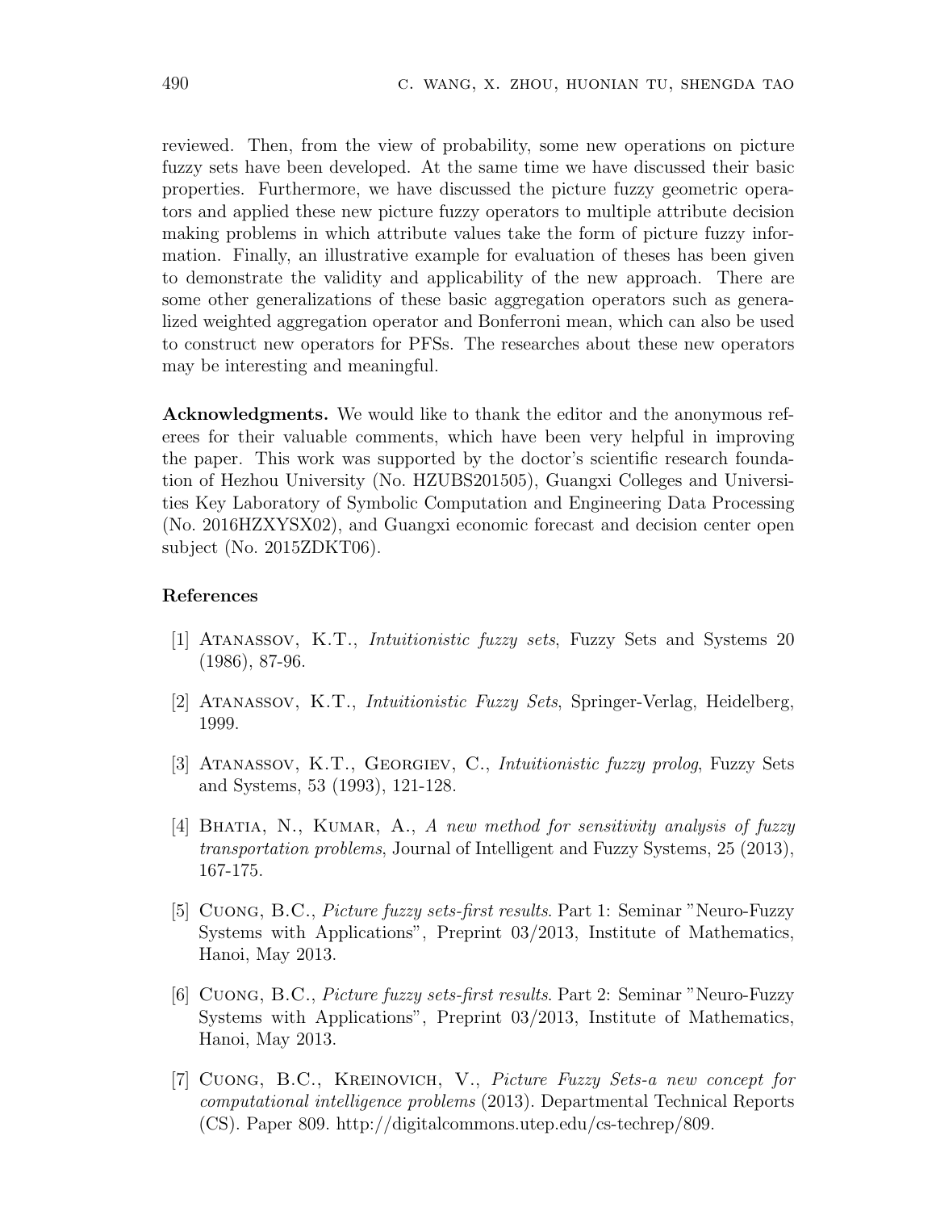reviewed. Then, from the view of probability, some new operations on picture fuzzy sets have been developed. At the same time we have discussed their basic properties. Furthermore, we have discussed the picture fuzzy geometric operators and applied these new picture fuzzy operators to multiple attribute decision making problems in which attribute values take the form of picture fuzzy information. Finally, an illustrative example for evaluation of theses has been given to demonstrate the validity and applicability of the new approach. There are some other generalizations of these basic aggregation operators such as generalized weighted aggregation operator and Bonferroni mean, which can also be used to construct new operators for PFSs. The researches about these new operators may be interesting and meaningful.

**Acknowledgments.** We would like to thank the editor and the anonymous referees for their valuable comments, which have been very helpful in improving the paper. This work was supported by the doctor's scientific research foundation of Hezhou University (No. HZUBS201505), Guangxi Colleges and Universities Key Laboratory of Symbolic Computation and Engineering Data Processing (No. 2016HZXYSX02), and Guangxi economic forecast and decision center open subject (No. 2015ZDKT06).

## References

[1] Atanassov, K.T., *Intuitionistic fuzzy sets*, Fuzzy Sets and Systems 20 (1986), 87-96.

[2] Atanassov, K.T., *Intuitionistic Fuzzy Sets*, Springer-Verlag, Heidelberg, 1999.

[3] Atanassov, K.T., Georgiev, C., *Intuitionistic fuzzy prolog*, Fuzzy Sets and Systems, 53 (1993), 121-128.

[4] Bhatia, N., Kumar, A., *A new method for sensitivity analysis of fuzzy transportation problems*, Journal of Intelligent and Fuzzy Systems, 25 (2013), 167-175.

[5] Cuong, B.C., *Picture fuzzy sets-first results*. Part 1: Seminar "Neuro-Fuzzy Systems with Applications", Preprint 03/2013, Institute of Mathematics, Hanoi, May 2013.

[6] Cuong, B.C., *Picture fuzzy sets-first results*. Part 2: Seminar "Neuro-Fuzzy Systems with Applications", Preprint 03/2013, Institute of Mathematics, Hanoi, May 2013.

[7] Cuong, B.C., Kreinovich, V., *Picture Fuzzy Sets-a new concept for computational intelligence problems* (2013). Departmental Technical Reports (CS). Paper 809. http://digitalcommons.utep.edu/cs-techrep/809.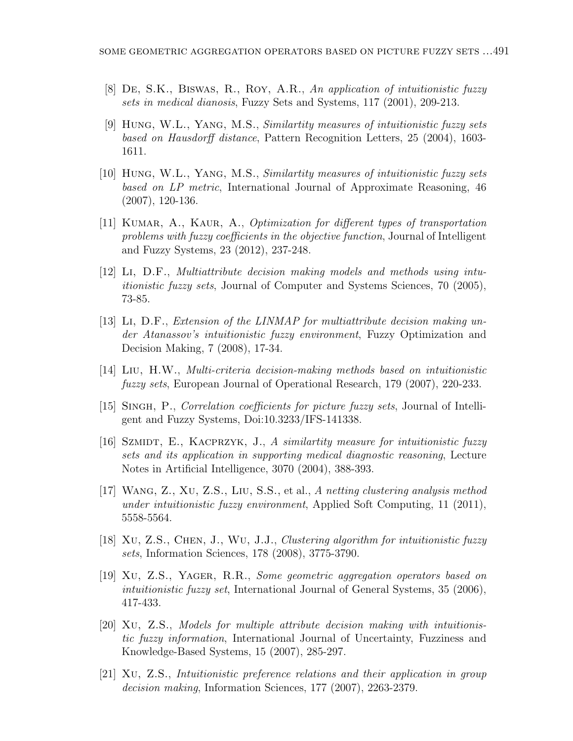[8] De, S.K., Biswas, R., Roy, A.R., *An application of intuitionistic fuzzy sets in medical dianosis*, Fuzzy Sets and Systems, 117 (2001), 209-213.

[9] Hung, W.L., Yang, M.S., *Similartity measures of intuitionistic fuzzy sets based on Hausdorff distance*, Pattern Recognition Letters, 25 (2004), 1603-1611.

[10] Hung, W.L., Yang, M.S., *Similartity measures of intuitionistic fuzzy sets based on LP metric*, International Journal of Approximate Reasoning, 46 (2007), 120-136.

[11] Kumar, A., Kaur, A., *Optimization for different types of transportation problems with fuzzy coefficients in the objective function*, Journal of Intelligent and Fuzzy Systems, 23 (2012), 237-248.

[12] Li, D.F., *Multiattribute decision making models and methods using intuitionistic fuzzy sets*, Journal of Computer and Systems Sciences, 70 (2005), 73-85.

[13] Li, D.F., *Extension of the LINMAP for multiattribute decision making under Atanassov's intuitionistic fuzzy environment*, Fuzzy Optimization and Decision Making, 7 (2008), 17-34.

[14] Liu, H.W., *Multi-criteria decision-making methods based on intuitionistic fuzzy sets*, European Journal of Operational Research, 179 (2007), 220-233.

[15] Singh, P., *Correlation coefficients for picture fuzzy sets*, Journal of Intelligent and Fuzzy Systems, Doi:10.3233/IFS-141338.

[16] Szmidt, E., Kacprzyk, J., *A similartity measure for intuitionistic fuzzy sets and its application in supporting medical diagnostic reasoning*, Lecture Notes in Artificial Intelligence, 3070 (2004), 388-393.

[17] Wang, Z., Xu, Z.S., Liu, S.S., et al., *A netting clustering analysis method under intuitionistic fuzzy environment*, Applied Soft Computing, 11 (2011), 5558-5564.

[18] Xu, Z.S., Chen, J., Wu, J.J., *Clustering algorithm for intuitionistic fuzzy sets*, Information Sciences, 178 (2008), 3775-3790.

[19] Xu, Z.S., Yager, R.R., *Some geometric aggregation operators based on intuitionistic fuzzy set*, International Journal of General Systems, 35 (2006), 417-433.

[20] Xu, Z.S., *Models for multiple attribute decision making with intuitionistic fuzzy information*, International Journal of Uncertainty, Fuzziness and Knowledge-Based Systems, 15 (2007), 285-297.

[21] Xu, Z.S., *Intuitionistic preference relations and their application in group decision making*, Information Sciences, 177 (2007), 2263-2379.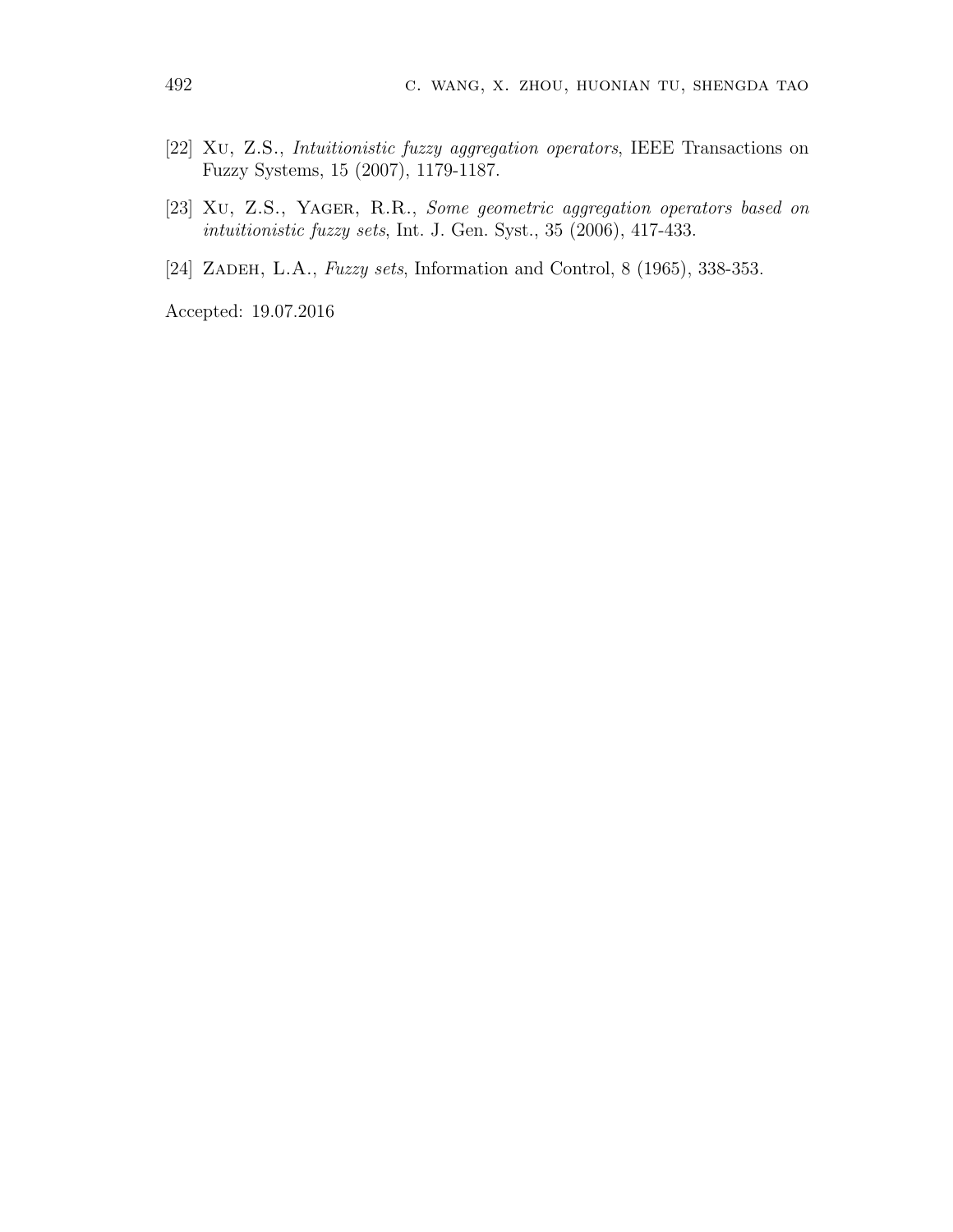[22] Xu, Z.S., *Intuitionistic fuzzy aggregation operators*, IEEE Transactions on Fuzzy Systems, 15 (2007), 1179-1187.

[23] Xu, Z.S., Yager, R.R., *Some geometric aggregation operators based on intuitionistic fuzzy sets*, Int. J. Gen. Syst., 35 (2006), 417-433.

[24] Zadeh, L.A., *Fuzzy sets*, Information and Control, 8 (1965), 338-353.

Accepted: 19.07.2016